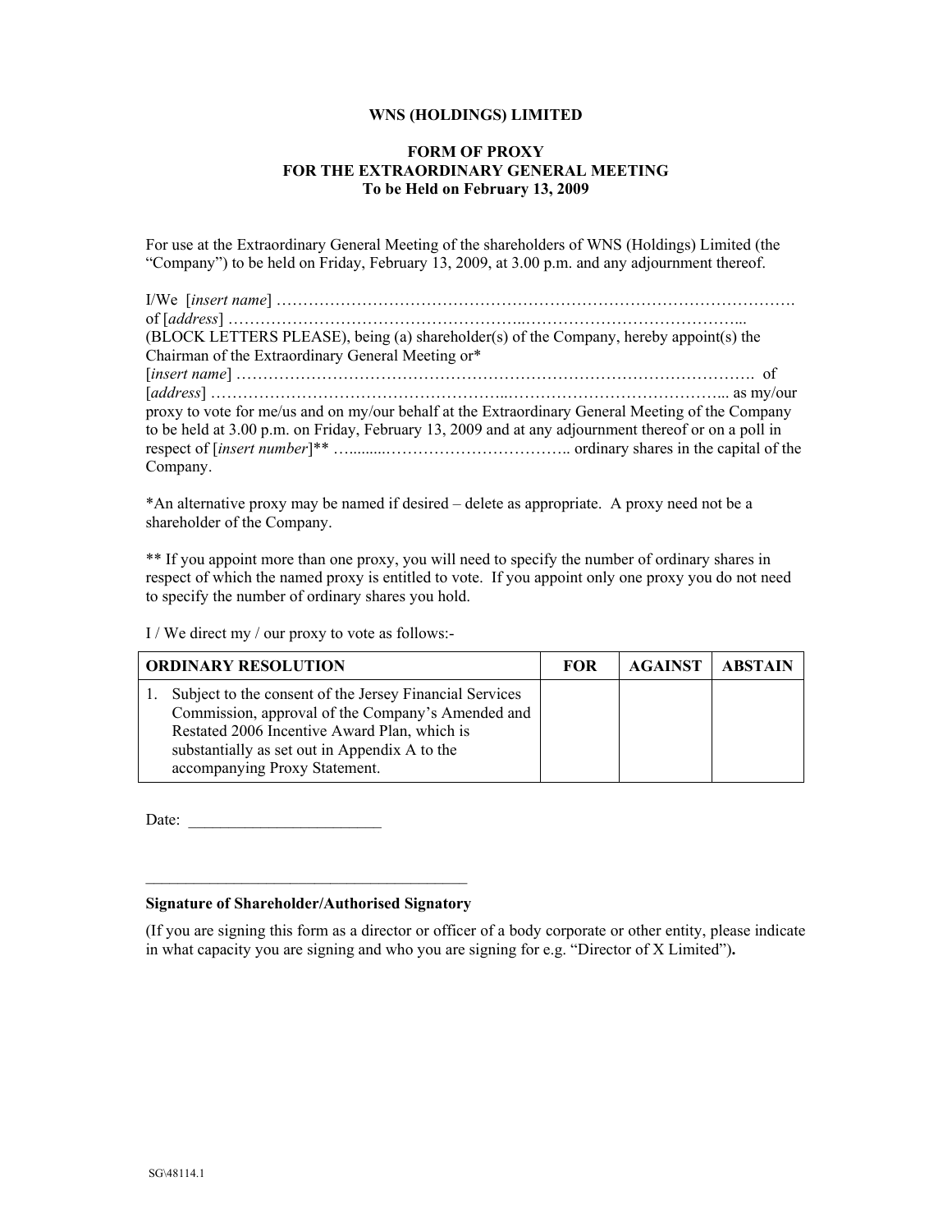**WNS (HOLDINGS) LIMITED**

**FORM OF PROXY**
**FOR THE EXTRAORDINARY GENERAL MEETING**
**To be Held on February 13, 2009**

For use at the Extraordinary General Meeting of the shareholders of WNS (Holdings) Limited (the "Company") to be held on Friday, February 13, 2009, at 3.00 p.m. and any adjournment thereof.

I/We [*insert name*] ……………………………………………………………………………………….
of [*address*] ……………………………………………..…………………………………...
(BLOCK LETTERS PLEASE), being (a) shareholder(s) of the Company, hereby appoint(s) the Chairman of the Extraordinary General Meeting or*
[*insert name*] ……………………………………………………………………………………. of
[*address*] ……………………………………………..…………………………………... as my/our proxy to vote for me/us and on my/our behalf at the Extraordinary General Meeting of the Company to be held at 3.00 p.m. on Friday, February 13, 2009 and at any adjournment thereof or on a poll in respect of [*insert number*]** …........…………………………….. ordinary shares in the capital of the Company.

*An alternative proxy may be named if desired – delete as appropriate. A proxy need not be a shareholder of the Company.

** If you appoint more than one proxy, you will need to specify the number of ordinary shares in respect of which the named proxy is entitled to vote. If you appoint only one proxy you do not need to specify the number of ordinary shares you hold.

I / We direct my / our proxy to vote as follows:-

| ORDINARY RESOLUTION | FOR | AGAINST | ABSTAIN |
|---|---|---|---|
| 1. Subject to the consent of the Jersey Financial Services Commission, approval of the Company's Amended and Restated 2006 Incentive Award Plan, which is substantially as set out in Appendix A to the accompanying Proxy Statement. | | | |

Date: ________________________

________________________________________

**Signature of Shareholder/Authorised Signatory**

(If you are signing this form as a director or officer of a body corporate or other entity, please indicate in what capacity you are signing and who you are signing for e.g. "Director of X Limited")**.**

SG\48114.1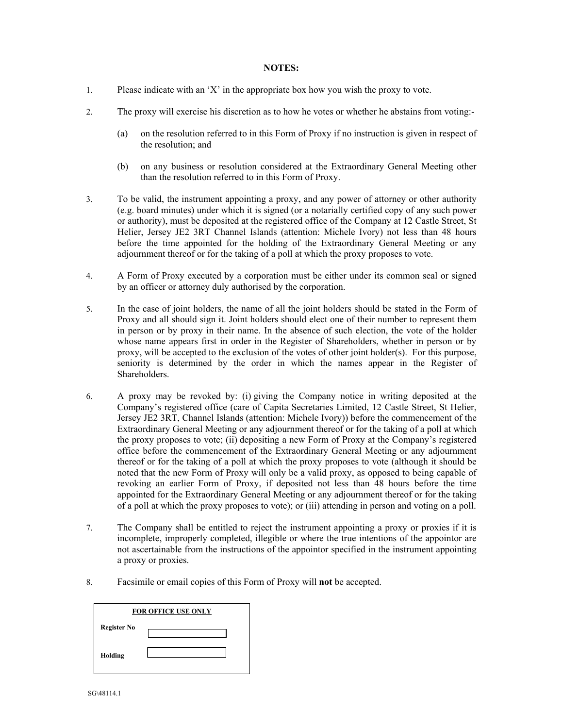**NOTES:**

1. Please indicate with an 'X' in the appropriate box how you wish the proxy to vote.

2. The proxy will exercise his discretion as to how he votes or whether he abstains from voting:-

   (a) on the resolution referred to in this Form of Proxy if no instruction is given in respect of the resolution; and

   (b) on any business or resolution considered at the Extraordinary General Meeting other than the resolution referred to in this Form of Proxy.

3. To be valid, the instrument appointing a proxy, and any power of attorney or other authority (e.g. board minutes) under which it is signed (or a notarially certified copy of any such power or authority), must be deposited at the registered office of the Company at 12 Castle Street, St Helier, Jersey JE2 3RT Channel Islands (attention: Michele Ivory) not less than 48 hours before the time appointed for the holding of the Extraordinary General Meeting or any adjournment thereof or for the taking of a poll at which the proxy proposes to vote.

4. A Form of Proxy executed by a corporation must be either under its common seal or signed by an officer or attorney duly authorised by the corporation.

5. In the case of joint holders, the name of all the joint holders should be stated in the Form of Proxy and all should sign it. Joint holders should elect one of their number to represent them in person or by proxy in their name. In the absence of such election, the vote of the holder whose name appears first in order in the Register of Shareholders, whether in person or by proxy, will be accepted to the exclusion of the votes of other joint holder(s). For this purpose, seniority is determined by the order in which the names appear in the Register of Shareholders.

6. A proxy may be revoked by: (i) giving the Company notice in writing deposited at the Company's registered office (care of Capita Secretaries Limited, 12 Castle Street, St Helier, Jersey JE2 3RT, Channel Islands (attention: Michele Ivory)) before the commencement of the Extraordinary General Meeting or any adjournment thereof or for the taking of a poll at which the proxy proposes to vote; (ii) depositing a new Form of Proxy at the Company's registered office before the commencement of the Extraordinary General Meeting or any adjournment thereof or for the taking of a poll at which the proxy proposes to vote (although it should be noted that the new Form of Proxy will only be a valid proxy, as opposed to being capable of revoking an earlier Form of Proxy, if deposited not less than 48 hours before the time appointed for the Extraordinary General Meeting or any adjournment thereof or for the taking of a poll at which the proxy proposes to vote); or (iii) attending in person and voting on a poll.

7. The Company shall be entitled to reject the instrument appointing a proxy or proxies if it is incomplete, improperly completed, illegible or where the true intentions of the appointor are not ascertainable from the instructions of the appointor specified in the instrument appointing a proxy or proxies.

8. Facsimile or email copies of this Form of Proxy will **not** be accepted.

| **FOR OFFICE USE ONLY** | |
|---|---|
| **Register No** | |
| **Holding** | |

SG\48114.1